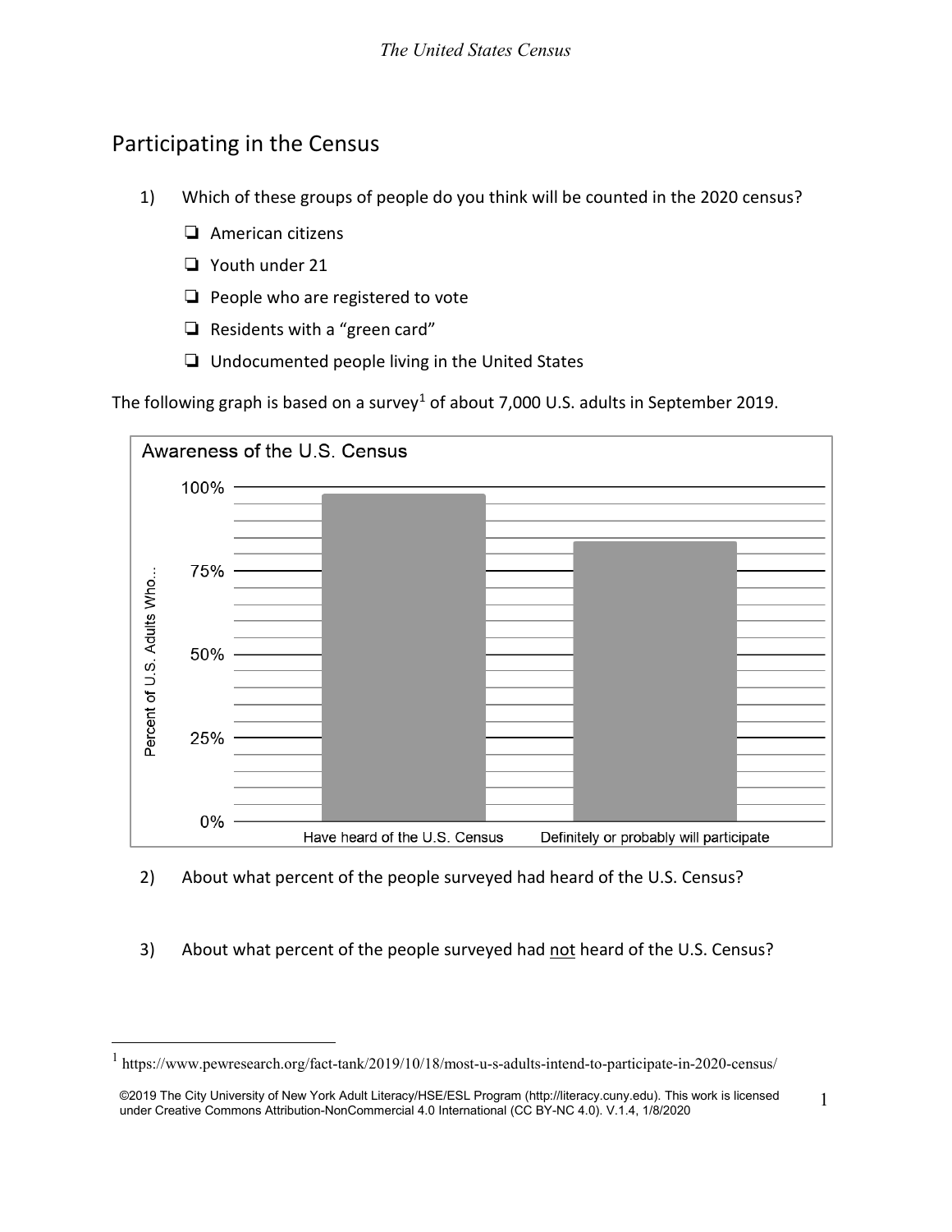## Participating in the Census

1) Which of these groups of people do you think will be counted in the 2020 census?

   - ❏ American citizens
   - ❏ Youth under 21
   - ❏ People who are registered to vote
   - ❏ Residents with a "green card"
   - ❏ Undocumented people living in the United States

The following graph is based on a survey[1] of about 7,000 U.S. adults in September 2019.

Awareness of the U.S. Census

Percent of U.S. Adults Who...

100%

75%

50%

25%

0%

Have heard of the U.S. Census

Definitely or probably will participate

2) About what percent of the people surveyed had heard of the U.S. Census?

3) About what percent of the people surveyed had not heard of the U.S. Census?

---

[1] https://www.pewresearch.org/fact-tank/2019/10/18/most-u-s-adults-intend-to-participate-in-2020-census/

©2019 The City University of New York Adult Literacy/HSE/ESL Program (http://literacy.cuny.edu). This work is licensed under Creative Commons Attribution-NonCommercial 4.0 International (CC BY-NC 4.0). V.1.4, 1/8/2020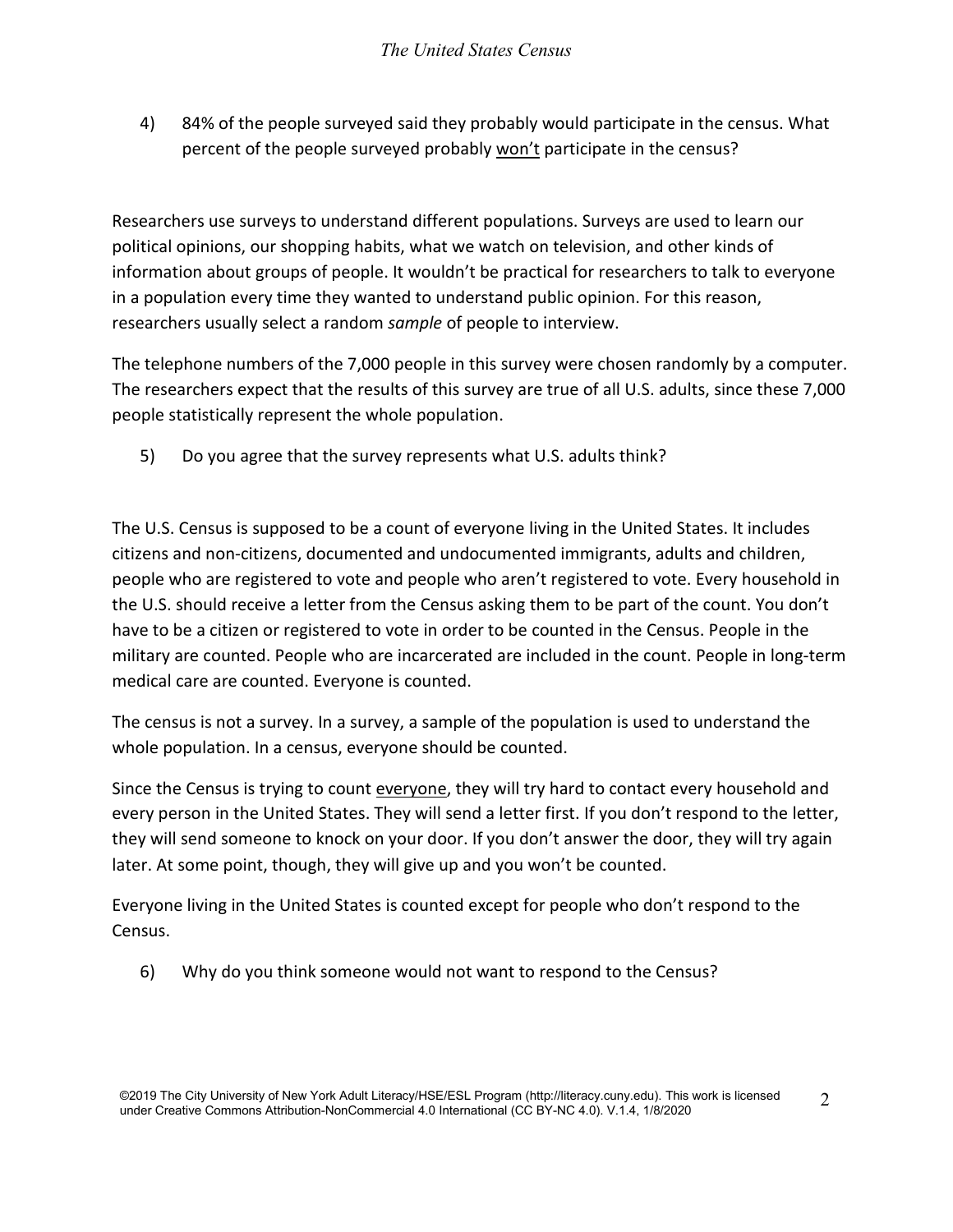4) 84% of the people surveyed said they probably would participate in the census. What percent of the people surveyed probably <u>won't</u> participate in the census?

Researchers use surveys to understand different populations. Surveys are used to learn our political opinions, our shopping habits, what we watch on television, and other kinds of information about groups of people. It wouldn't be practical for researchers to talk to everyone in a population every time they wanted to understand public opinion. For this reason, researchers usually select a random *sample* of people to interview.

The telephone numbers of the 7,000 people in this survey were chosen randomly by a computer. The researchers expect that the results of this survey are true of all U.S. adults, since these 7,000 people statistically represent the whole population.

5) Do you agree that the survey represents what U.S. adults think?

The U.S. Census is supposed to be a count of everyone living in the United States. It includes citizens and non-citizens, documented and undocumented immigrants, adults and children, people who are registered to vote and people who aren't registered to vote. Every household in the U.S. should receive a letter from the Census asking them to be part of the count. You don't have to be a citizen or registered to vote in order to be counted in the Census. People in the military are counted. People who are incarcerated are included in the count. People in long-term medical care are counted. Everyone is counted.

The census is not a survey. In a survey, a sample of the population is used to understand the whole population. In a census, everyone should be counted.

Since the Census is trying to count <u>everyone</u>, they will try hard to contact every household and every person in the United States. They will send a letter first. If you don't respond to the letter, they will send someone to knock on your door. If you don't answer the door, they will try again later. At some point, though, they will give up and you won't be counted.

Everyone living in the United States is counted except for people who don't respond to the Census.

6) Why do you think someone would not want to respond to the Census?

©2019 The City University of New York Adult Literacy/HSE/ESL Program (http://literacy.cuny.edu). This work is licensed under Creative Commons Attribution-NonCommercial 4.0 International (CC BY-NC 4.0). V.1.4, 1/8/2020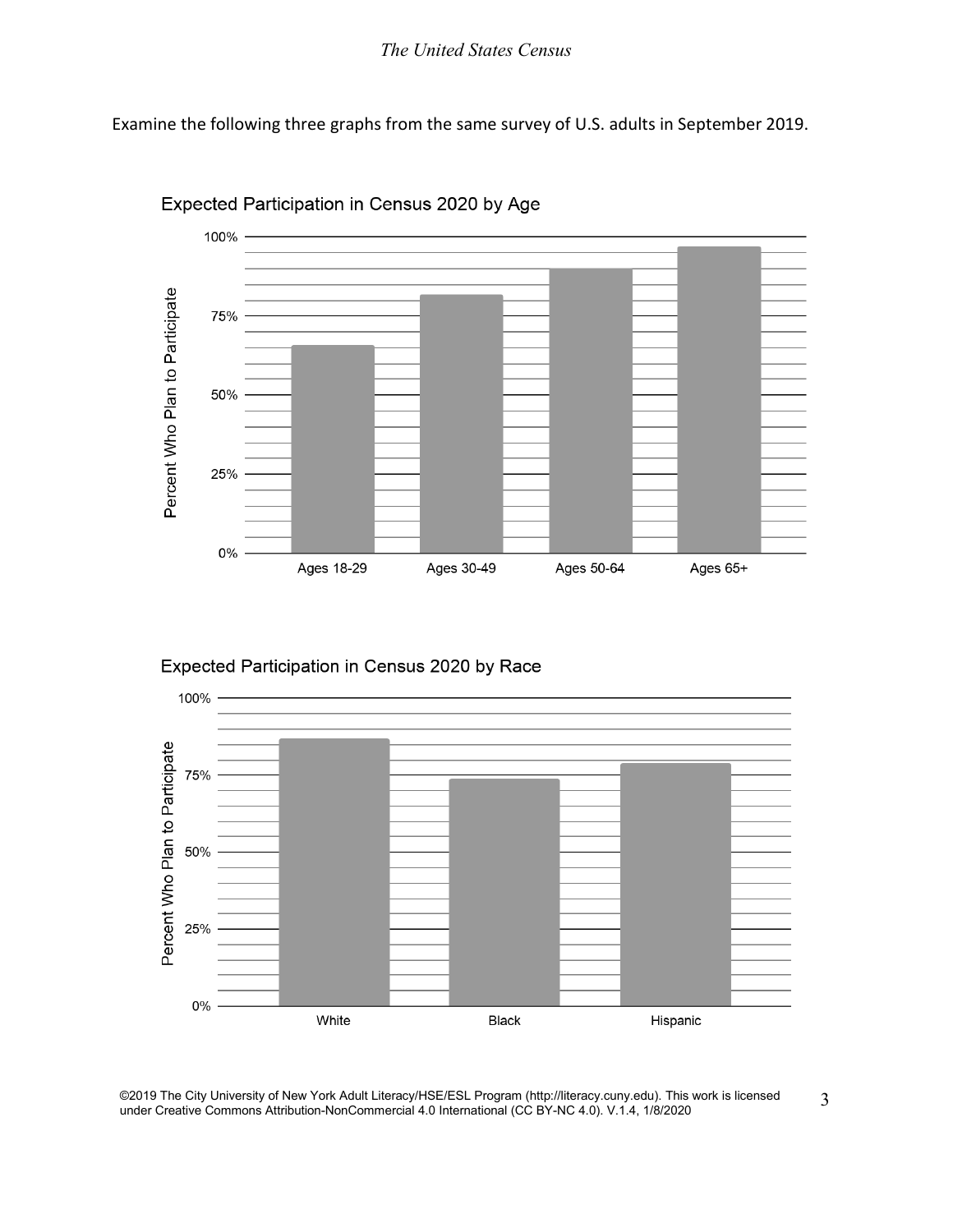Examine the following three graphs from the same survey of U.S. adults in September 2019.

**Expected Participation in Census 2020 by Age**

Percent Who Plan to Participate

| Age | Percent Who Plan to Participate |
|---|---|
| Ages 18-29 | ~66% |
| Ages 30-49 | ~82% |
| Ages 50-64 | ~90% |
| Ages 65+ | ~97% |

**Expected Participation in Census 2020 by Race**

Percent Who Plan to Participate

| Race | Percent Who Plan to Participate |
|---|---|
| White | ~87% |
| Black | ~74% |
| Hispanic | ~79% |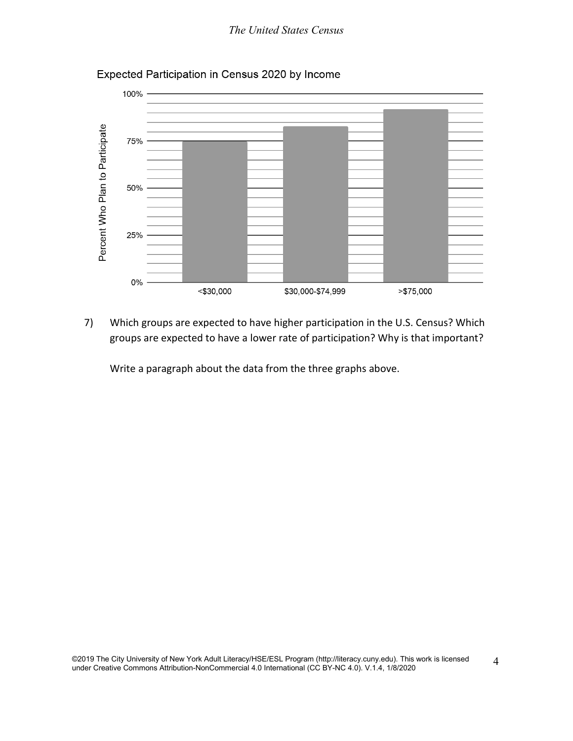Expected Participation in Census 2020 by Income

Percent Who Plan to Participate

100%

75%

50%

25%

0%

<$30,000

$30,000-$74,999

>$75,000

7) Which groups are expected to have higher participation in the U.S. Census? Which groups are expected to have a lower rate of participation? Why is that important?

Write a paragraph about the data from the three graphs above.

©2019 The City University of New York Adult Literacy/HSE/ESL Program (http://literacy.cuny.edu). This work is licensed under Creative Commons Attribution-NonCommercial 4.0 International (CC BY-NC 4.0). V.1.4, 1/8/2020